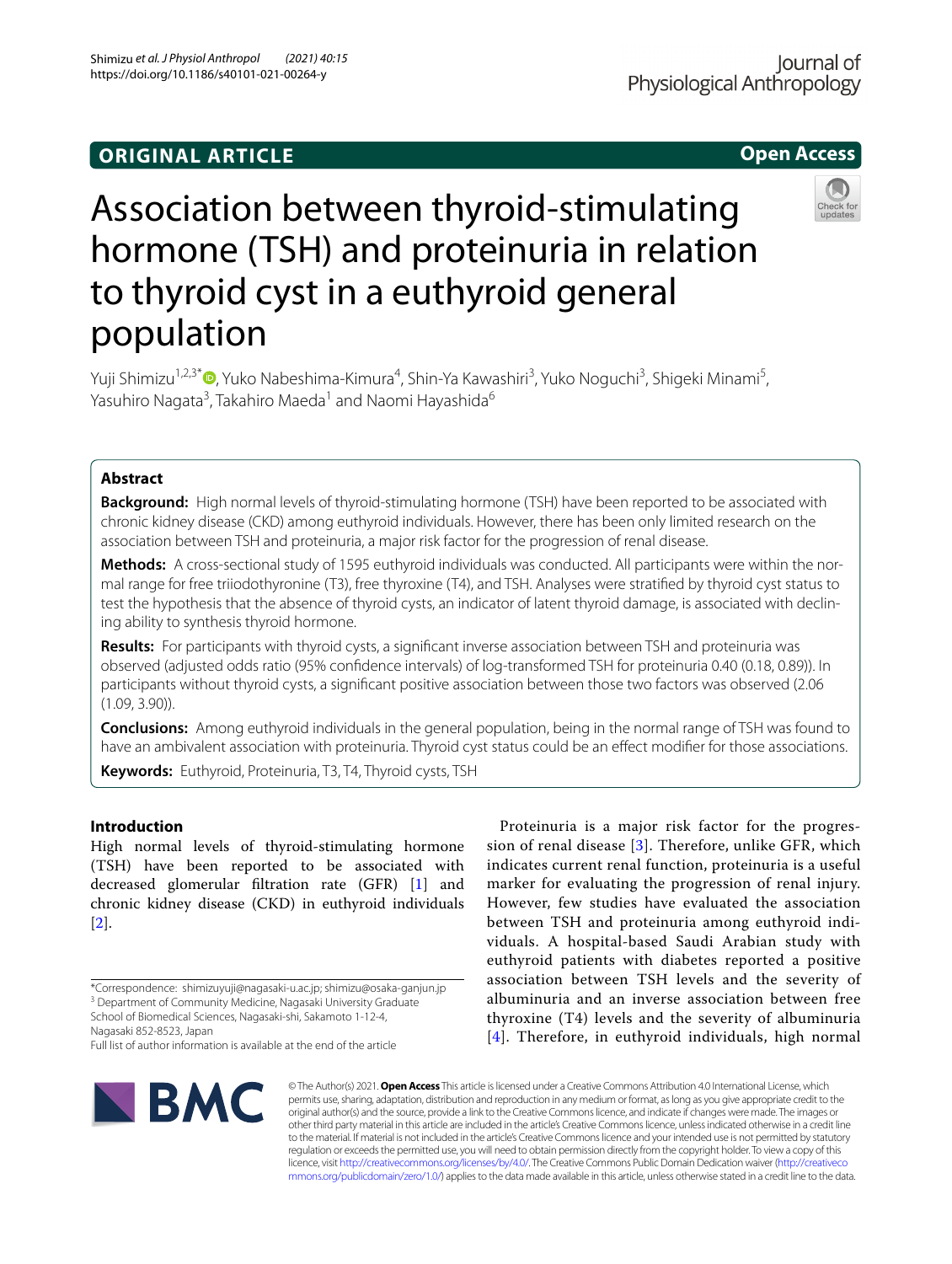ORIGINAL ARTICLE

Open Access

# Association between thyroid-stimulating hormone (TSH) and proteinuria in relation to thyroid cyst in a euthyroid general population

Yuji Shimizu[1,2,3*], Yuko Nabeshima-Kimura[4], Shin-Ya Kawashiri[3], Yuko Noguchi[3], Shigeki Minami[5], Yasuhiro Nagata[3], Takahiro Maeda[1] and Naomi Hayashida[6]

## Abstract

**Background:** High normal levels of thyroid-stimulating hormone (TSH) have been reported to be associated with chronic kidney disease (CKD) among euthyroid individuals. However, there has been only limited research on the association between TSH and proteinuria, a major risk factor for the progression of renal disease.

**Methods:** A cross-sectional study of 1595 euthyroid individuals was conducted. All participants were within the normal range for free triiodothyronine (T3), free thyroxine (T4), and TSH. Analyses were stratified by thyroid cyst status to test the hypothesis that the absence of thyroid cysts, an indicator of latent thyroid damage, is associated with declining ability to synthesis thyroid hormone.

**Results:** For participants with thyroid cysts, a significant inverse association between TSH and proteinuria was observed (adjusted odds ratio (95% confidence intervals) of log-transformed TSH for proteinuria 0.40 (0.18, 0.89)). In participants without thyroid cysts, a significant positive association between those two factors was observed (2.06 (1.09, 3.90)).

**Conclusions:** Among euthyroid individuals in the general population, being in the normal range of TSH was found to have an ambivalent association with proteinuria. Thyroid cyst status could be an effect modifier for those associations.

**Keywords:** Euthyroid, Proteinuria, T3, T4, Thyroid cysts, TSH

## Introduction

High normal levels of thyroid-stimulating hormone (TSH) have been reported to be associated with decreased glomerular filtration rate (GFR) [1] and chronic kidney disease (CKD) in euthyroid individuals [2].

Proteinuria is a major risk factor for the progression of renal disease [3]. Therefore, unlike GFR, which indicates current renal function, proteinuria is a useful marker for evaluating the progression of renal injury. However, few studies have evaluated the association between TSH and proteinuria among euthyroid individuals. A hospital-based Saudi Arabian study with euthyroid patients with diabetes reported a positive association between TSH levels and the severity of albuminuria and an inverse association between free thyroxine (T4) levels and the severity of albuminuria [4]. Therefore, in euthyroid individuals, high normal

*Correspondence: shimizuyuji@nagasaki-u.ac.jp; shimizu@osaka-ganjun.jp
[3] Department of Community Medicine, Nagasaki University Graduate School of Biomedical Sciences, Nagasaki-shi, Sakamoto 1-12-4, Nagasaki 852-8523, Japan
Full list of author information is available at the end of the article

© The Author(s) 2021. **Open Access** This article is licensed under a Creative Commons Attribution 4.0 International License, which permits use, sharing, adaptation, distribution and reproduction in any medium or format, as long as you give appropriate credit to the original author(s) and the source, provide a link to the Creative Commons licence, and indicate if changes were made. The images or other third party material in this article are included in the article's Creative Commons licence, unless indicated otherwise in a credit line to the material. If material is not included in the article's Creative Commons licence and your intended use is not permitted by statutory regulation or exceeds the permitted use, you will need to obtain permission directly from the copyright holder. To view a copy of this licence, visit http://creativecommons.org/licenses/by/4.0/. The Creative Commons Public Domain Dedication waiver (http://creativecommons.org/publicdomain/zero/1.0/) applies to the data made available in this article, unless otherwise stated in a credit line to the data.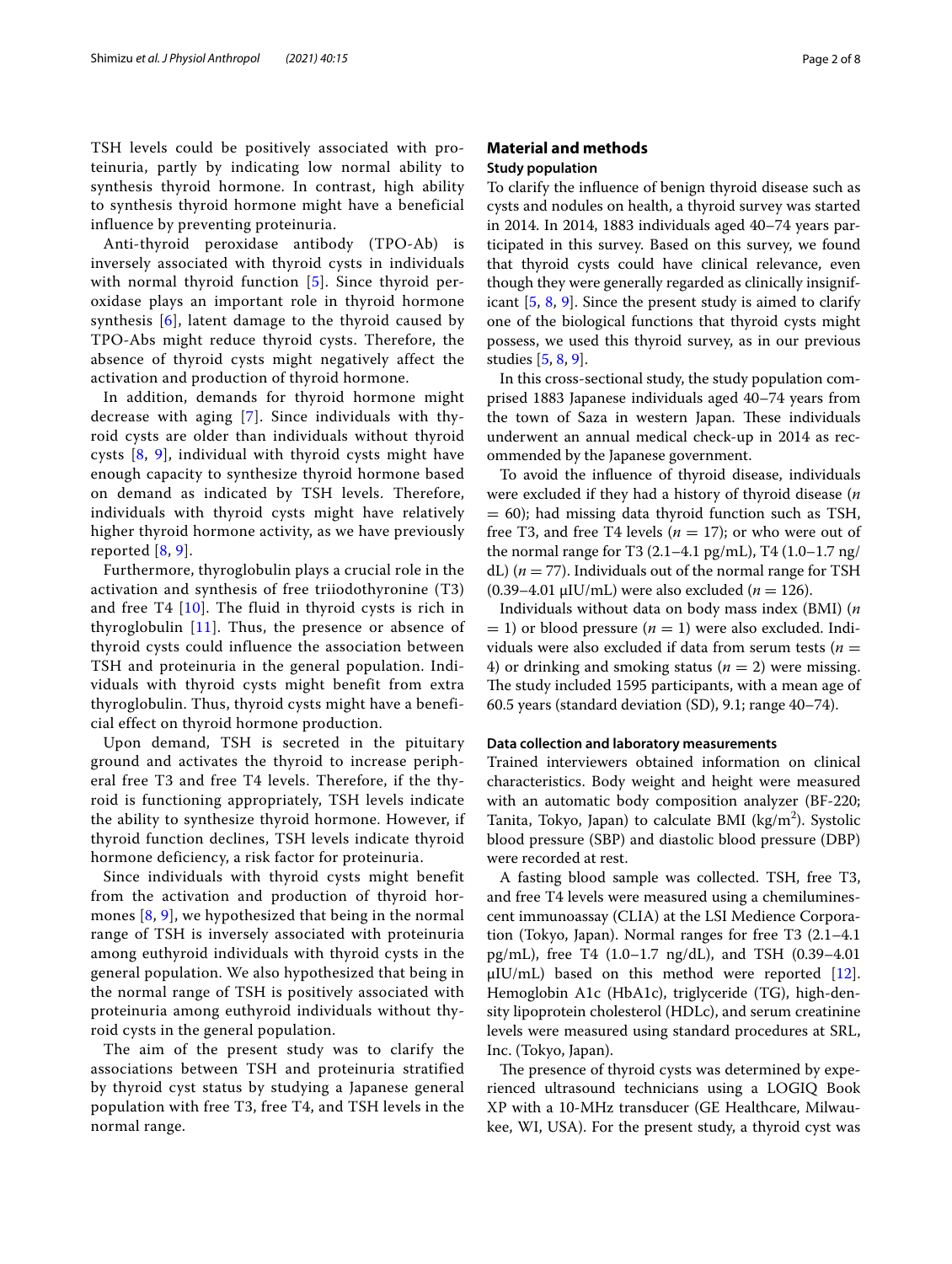TSH levels could be positively associated with proteinuria, partly by indicating low normal ability to synthesis thyroid hormone. In contrast, high ability to synthesis thyroid hormone might have a beneficial influence by preventing proteinuria.

Anti-thyroid peroxidase antibody (TPO-Ab) is inversely associated with thyroid cysts in individuals with normal thyroid function [5]. Since thyroid peroxidase plays an important role in thyroid hormone synthesis [6], latent damage to the thyroid caused by TPO-Abs might reduce thyroid cysts. Therefore, the absence of thyroid cysts might negatively affect the activation and production of thyroid hormone.

In addition, demands for thyroid hormone might decrease with aging [7]. Since individuals with thyroid cysts are older than individuals without thyroid cysts [8, 9], individual with thyroid cysts might have enough capacity to synthesize thyroid hormone based on demand as indicated by TSH levels. Therefore, individuals with thyroid cysts might have relatively higher thyroid hormone activity, as we have previously reported [8, 9].

Furthermore, thyroglobulin plays a crucial role in the activation and synthesis of free triiodothyronine (T3) and free T4 [10]. The fluid in thyroid cysts is rich in thyroglobulin [11]. Thus, the presence or absence of thyroid cysts could influence the association between TSH and proteinuria in the general population. Individuals with thyroid cysts might benefit from extra thyroglobulin. Thus, thyroid cysts might have a beneficial effect on thyroid hormone production.

Upon demand, TSH is secreted in the pituitary ground and activates the thyroid to increase peripheral free T3 and free T4 levels. Therefore, if the thyroid is functioning appropriately, TSH levels indicate the ability to synthesize thyroid hormone. However, if thyroid function declines, TSH levels indicate thyroid hormone deficiency, a risk factor for proteinuria.

Since individuals with thyroid cysts might benefit from the activation and production of thyroid hormones [8, 9], we hypothesized that being in the normal range of TSH is inversely associated with proteinuria among euthyroid individuals with thyroid cysts in the general population. We also hypothesized that being in the normal range of TSH is positively associated with proteinuria among euthyroid individuals without thyroid cysts in the general population.

The aim of the present study was to clarify the associations between TSH and proteinuria stratified by thyroid cyst status by studying a Japanese general population with free T3, free T4, and TSH levels in the normal range.

## Material and methods

### Study population

To clarify the influence of benign thyroid disease such as cysts and nodules on health, a thyroid survey was started in 2014. In 2014, 1883 individuals aged 40–74 years participated in this survey. Based on this survey, we found that thyroid cysts could have clinical relevance, even though they were generally regarded as clinically insignificant [5, 8, 9]. Since the present study is aimed to clarify one of the biological functions that thyroid cysts might possess, we used this thyroid survey, as in our previous studies [5, 8, 9].

In this cross-sectional study, the study population comprised 1883 Japanese individuals aged 40–74 years from the town of Saza in western Japan. These individuals underwent an annual medical check-up in 2014 as recommended by the Japanese government.

To avoid the influence of thyroid disease, individuals were excluded if they had a history of thyroid disease ($n = 60$); had missing data thyroid function such as TSH, free T3, and free T4 levels ($n = 17$); or who were out of the normal range for T3 (2.1–4.1 pg/mL), T4 (1.0–1.7 ng/dL) ($n = 77$). Individuals out of the normal range for TSH (0.39–4.01 μIU/mL) were also excluded ($n = 126$).

Individuals without data on body mass index (BMI) ($n = 1$) or blood pressure ($n = 1$) were also excluded. Individuals were also excluded if data from serum tests ($n = 4$) or drinking and smoking status ($n = 2$) were missing. The study included 1595 participants, with a mean age of 60.5 years (standard deviation (SD), 9.1; range 40–74).

### Data collection and laboratory measurements

Trained interviewers obtained information on clinical characteristics. Body weight and height were measured with an automatic body composition analyzer (BF-220; Tanita, Tokyo, Japan) to calculate BMI (kg/m$^2$). Systolic blood pressure (SBP) and diastolic blood pressure (DBP) were recorded at rest.

A fasting blood sample was collected. TSH, free T3, and free T4 levels were measured using a chemiluminescent immunoassay (CLIA) at the LSI Medience Corporation (Tokyo, Japan). Normal ranges for free T3 (2.1–4.1 pg/mL), free T4 (1.0–1.7 ng/dL), and TSH (0.39–4.01 μIU/mL) based on this method were reported [12]. Hemoglobin A1c (HbA1c), triglyceride (TG), high-density lipoprotein cholesterol (HDLc), and serum creatinine levels were measured using standard procedures at SRL, Inc. (Tokyo, Japan).

The presence of thyroid cysts was determined by experienced ultrasound technicians using a LOGIQ Book XP with a 10-MHz transducer (GE Healthcare, Milwaukee, WI, USA). For the present study, a thyroid cyst was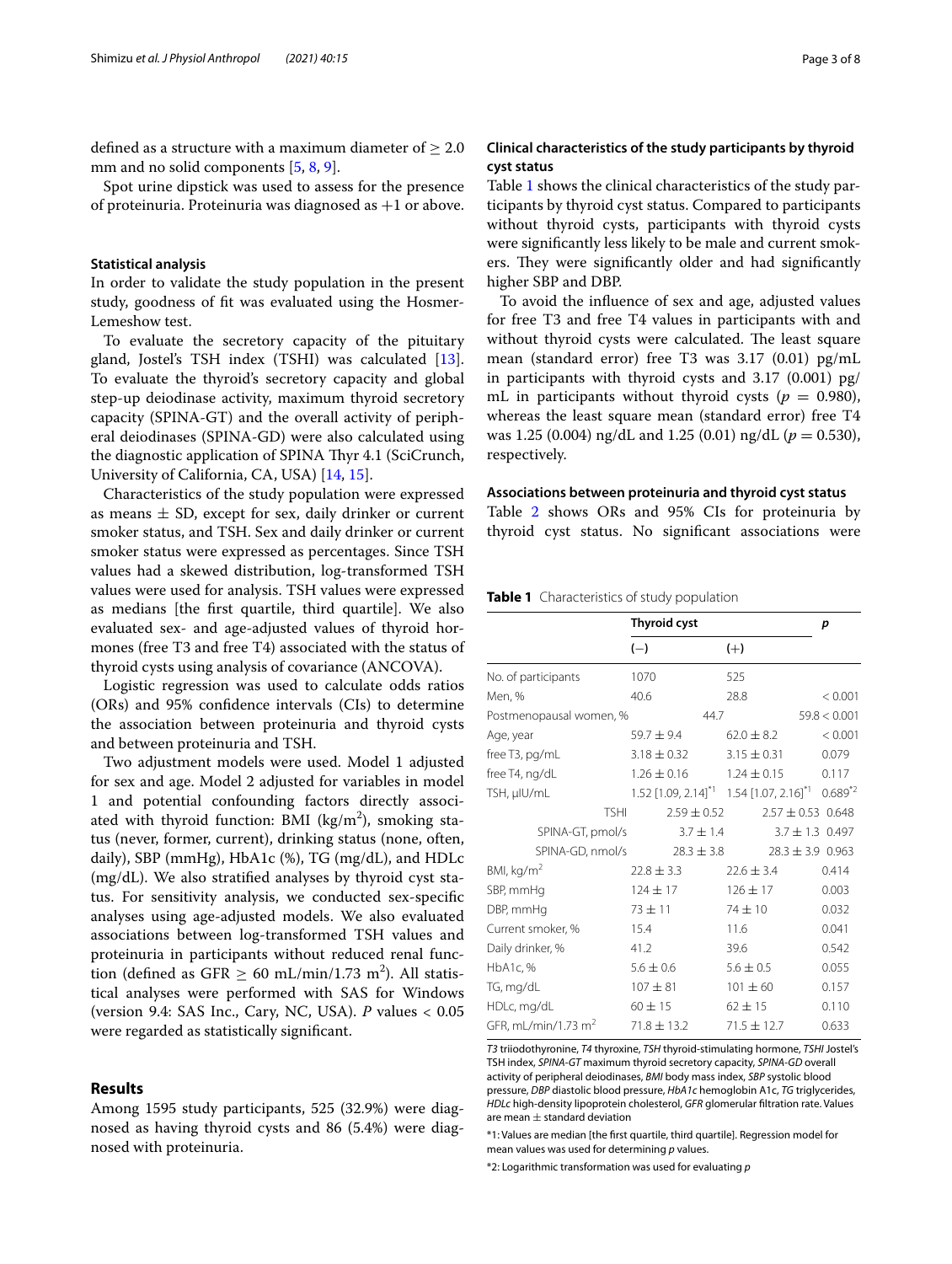defined as a structure with a maximum diameter of ≥ 2.0 mm and no solid components [5, 8, 9].

Spot urine dipstick was used to assess for the presence of proteinuria. Proteinuria was diagnosed as +1 or above.

### Statistical analysis

In order to validate the study population in the present study, goodness of fit was evaluated using the Hosmer-Lemeshow test.

To evaluate the secretory capacity of the pituitary gland, Jostel's TSH index (TSHI) was calculated [13]. To evaluate the thyroid's secretory capacity and global step-up deiodinase activity, maximum thyroid secretory capacity (SPINA-GT) and the overall activity of peripheral deiodinases (SPINA-GD) were also calculated using the diagnostic application of SPINA Thyr 4.1 (SciCrunch, University of California, CA, USA) [14, 15].

Characteristics of the study population were expressed as means ± SD, except for sex, daily drinker or current smoker status, and TSH. Sex and daily drinker or current smoker status were expressed as percentages. Since TSH values had a skewed distribution, log-transformed TSH values were used for analysis. TSH values were expressed as medians [the first quartile, third quartile]. We also evaluated sex- and age-adjusted values of thyroid hormones (free T3 and free T4) associated with the status of thyroid cysts using analysis of covariance (ANCOVA).

Logistic regression was used to calculate odds ratios (ORs) and 95% confidence intervals (CIs) to determine the association between proteinuria and thyroid cysts and between proteinuria and TSH.

Two adjustment models were used. Model 1 adjusted for sex and age. Model 2 adjusted for variables in model 1 and potential confounding factors directly associated with thyroid function: BMI (kg/m$^2$), smoking status (never, former, current), drinking status (none, often, daily), SBP (mmHg), HbA1c (%), TG (mg/dL), and HDLc (mg/dL). We also stratified analyses by thyroid cyst status. For sensitivity analysis, we conducted sex-specific analyses using age-adjusted models. We also evaluated associations between log-transformed TSH values and proteinuria in participants without reduced renal function (defined as GFR ≥ 60 mL/min/1.73 m$^2$). All statistical analyses were performed with SAS for Windows (version 9.4: SAS Inc., Cary, NC, USA). *P* values < 0.05 were regarded as statistically significant.

## Results

Among 1595 study participants, 525 (32.9%) were diagnosed as having thyroid cysts and 86 (5.4%) were diagnosed with proteinuria.

### Clinical characteristics of the study participants by thyroid cyst status

Table 1 shows the clinical characteristics of the study participants by thyroid cyst status. Compared to participants without thyroid cysts, participants with thyroid cysts were significantly less likely to be male and current smokers. They were significantly older and had significantly higher SBP and DBP.

To avoid the influence of sex and age, adjusted values for free T3 and free T4 values in participants with and without thyroid cysts were calculated. The least square mean (standard error) free T3 was 3.17 (0.01) pg/mL in participants with thyroid cysts and 3.17 (0.001) pg/mL in participants without thyroid cysts ($p$ = 0.980), whereas the least square mean (standard error) free T4 was 1.25 (0.004) ng/dL and 1.25 (0.01) ng/dL ($p$ = 0.530), respectively.

### Associations between proteinuria and thyroid cyst status

Table 2 shows ORs and 95% CIs for proteinuria by thyroid cyst status. No significant associations were

**Table 1** Characteristics of study population

| | Thyroid cyst | | *p* |
|---|---|---|---|
| | (−) | (+) | |
| No. of participants | 1070 | 525 | |
| Men, % | 40.6 | 28.8 | < 0.001 |
| Postmenopausal women, % | 44.7 | 59.8 | < 0.001 |
| Age, year | 59.7 ± 9.4 | 62.0 ± 8.2 | < 0.001 |
| free T3, pg/mL | 3.18 ± 0.32 | 3.15 ± 0.31 | 0.079 |
| free T4, ng/dL | 1.26 ± 0.16 | 1.24 ± 0.15 | 0.117 |
| TSH, μIU/mL | 1.52 [1.09, 2.14][*1] | 1.54 [1.07, 2.16][*1] | 0.689[*2] |
| TSHI | 2.59 ± 0.52 | 2.57 ± 0.53 | 0.648 |
| SPINA-GT, pmol/s | 3.7 ± 1.4 | 3.7 ± 1.3 | 0.497 |
| SPINA-GD, nmol/s | 28.3 ± 3.8 | 28.3 ± 3.9 | 0.963 |
| BMI, kg/m$^2$ | 22.8 ± 3.3 | 22.6 ± 3.4 | 0.414 |
| SBP, mmHg | 124 ± 17 | 126 ± 17 | 0.003 |
| DBP, mmHg | 73 ± 11 | 74 ± 10 | 0.032 |
| Current smoker, % | 15.4 | 11.6 | 0.041 |
| Daily drinker, % | 41.2 | 39.6 | 0.542 |
| HbA1c, % | 5.6 ± 0.6 | 5.6 ± 0.5 | 0.055 |
| TG, mg/dL | 107 ± 81 | 101 ± 60 | 0.157 |
| HDLc, mg/dL | 60 ± 15 | 62 ± 15 | 0.110 |
| GFR, mL/min/1.73 m$^2$ | 71.8 ± 13.2 | 71.5 ± 12.7 | 0.633 |

*T3* triiodothyronine, *T4* thyroxine, *TSH* thyroid-stimulating hormone, *TSHI* Jostel's TSH index, *SPINA-GT* maximum thyroid secretory capacity, *SPINA-GD* overall activity of peripheral deiodinases, *BMI* body mass index, *SBP* systolic blood pressure, *DBP* diastolic blood pressure, *HbA1c* hemoglobin A1c, *TG* triglycerides, *HDLc* high-density lipoprotein cholesterol, *GFR* glomerular filtration rate. Values are mean ± standard deviation

*1: Values are median [the first quartile, third quartile]. Regression model for mean values was used for determining *p* values.

*2: Logarithmic transformation was used for evaluating *p*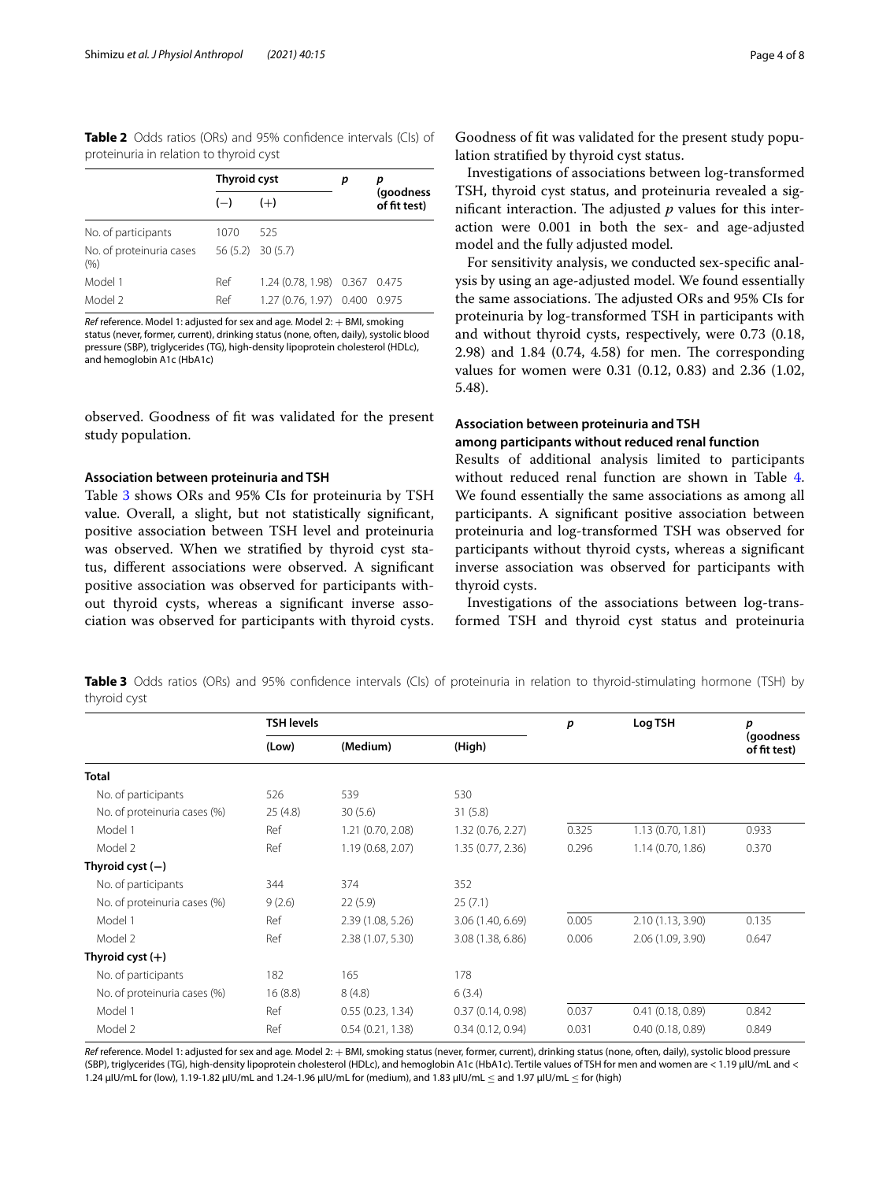**Table 2** Odds ratios (ORs) and 95% confidence intervals (CIs) of proteinuria in relation to thyroid cyst

| | Thyroid cyst | | *p* | *p* (goodness of fit test) |
|---|---|---|---|---|
| | (−) | (+) | | |
| No. of participants | 1070 | 525 | | |
| No. of proteinuria cases (%) | 56 (5.2) | 30 (5.7) | | |
| Model 1 | Ref | 1.24 (0.78, 1.98) | 0.367 | 0.475 |
| Model 2 | Ref | 1.27 (0.76, 1.97) | 0.400 | 0.975 |

*Ref* reference. Model 1: adjusted for sex and age. Model 2: + BMI, smoking status (never, former, current), drinking status (none, often, daily), systolic blood pressure (SBP), triglycerides (TG), high-density lipoprotein cholesterol (HDLc), and hemoglobin A1c (HbA1c)

observed. Goodness of fit was validated for the present study population.

### Association between proteinuria and TSH

Table 3 shows ORs and 95% CIs for proteinuria by TSH value. Overall, a slight, but not statistically significant, positive association between TSH level and proteinuria was observed. When we stratified by thyroid cyst status, different associations were observed. A significant positive association was observed for participants without thyroid cysts, whereas a significant inverse association was observed for participants with thyroid cysts. Goodness of fit was validated for the present study population stratified by thyroid cyst status.

Investigations of associations between log-transformed TSH, thyroid cyst status, and proteinuria revealed a significant interaction. The adjusted *p* values for this interaction were 0.001 in both the sex- and age-adjusted model and the fully adjusted model.

For sensitivity analysis, we conducted sex-specific analysis by using an age-adjusted model. We found essentially the same associations. The adjusted ORs and 95% CIs for proteinuria by log-transformed TSH in participants with and without thyroid cysts, respectively, were 0.73 (0.18, 2.98) and 1.84 (0.74, 4.58) for men. The corresponding values for women were 0.31 (0.12, 0.83) and 2.36 (1.02, 5.48).

### Association between proteinuria and TSH among participants without reduced renal function

Results of additional analysis limited to participants without reduced renal function are shown in Table 4. We found essentially the same associations as among all participants. A significant positive association between proteinuria and log-transformed TSH was observed for participants without thyroid cysts, whereas a significant inverse association was observed for participants with thyroid cysts.

Investigations of the associations between log-transformed TSH and thyroid cyst status and proteinuria

**Table 3** Odds ratios (ORs) and 95% confidence intervals (CIs) of proteinuria in relation to thyroid-stimulating hormone (TSH) by thyroid cyst

| | TSH levels | | | *p* | Log TSH | *p* (goodness of fit test) |
|---|---|---|---|---|---|---|
| | (Low) | (Medium) | (High) | | | |
| **Total** | | | | | | |
| No. of participants | 526 | 539 | 530 | | | |
| No. of proteinuria cases (%) | 25 (4.8) | 30 (5.6) | 31 (5.8) | | | |
| Model 1 | Ref | 1.21 (0.70, 2.08) | 1.32 (0.76, 2.27) | 0.325 | 1.13 (0.70, 1.81) | 0.933 |
| Model 2 | Ref | 1.19 (0.68, 2.07) | 1.35 (0.77, 2.36) | 0.296 | 1.14 (0.70, 1.86) | 0.370 |
| **Thyroid cyst (−)** | | | | | | |
| No. of participants | 344 | 374 | 352 | | | |
| No. of proteinuria cases (%) | 9 (2.6) | 22 (5.9) | 25 (7.1) | | | |
| Model 1 | Ref | 2.39 (1.08, 5.26) | 3.06 (1.40, 6.69) | 0.005 | 2.10 (1.13, 3.90) | 0.135 |
| Model 2 | Ref | 2.38 (1.07, 5.30) | 3.08 (1.38, 6.86) | 0.006 | 2.06 (1.09, 3.90) | 0.647 |
| **Thyroid cyst (+)** | | | | | | |
| No. of participants | 182 | 165 | 178 | | | |
| No. of proteinuria cases (%) | 16 (8.8) | 8 (4.8) | 6 (3.4) | | | |
| Model 1 | Ref | 0.55 (0.23, 1.34) | 0.37 (0.14, 0.98) | 0.037 | 0.41 (0.18, 0.89) | 0.842 |
| Model 2 | Ref | 0.54 (0.21, 1.38) | 0.34 (0.12, 0.94) | 0.031 | 0.40 (0.18, 0.89) | 0.849 |

*Ref* reference. Model 1: adjusted for sex and age. Model 2: + BMI, smoking status (never, former, current), drinking status (none, often, daily), systolic blood pressure (SBP), triglycerides (TG), high-density lipoprotein cholesterol (HDLc), and hemoglobin A1c (HbA1c). Tertile values of TSH for men and women are < 1.19 μIU/mL and < 1.24 μIU/mL for (low), 1.19-1.82 μIU/mL and 1.24-1.96 μIU/mL for (medium), and 1.83 μIU/mL ≤ and 1.97 μIU/mL ≤ for (high)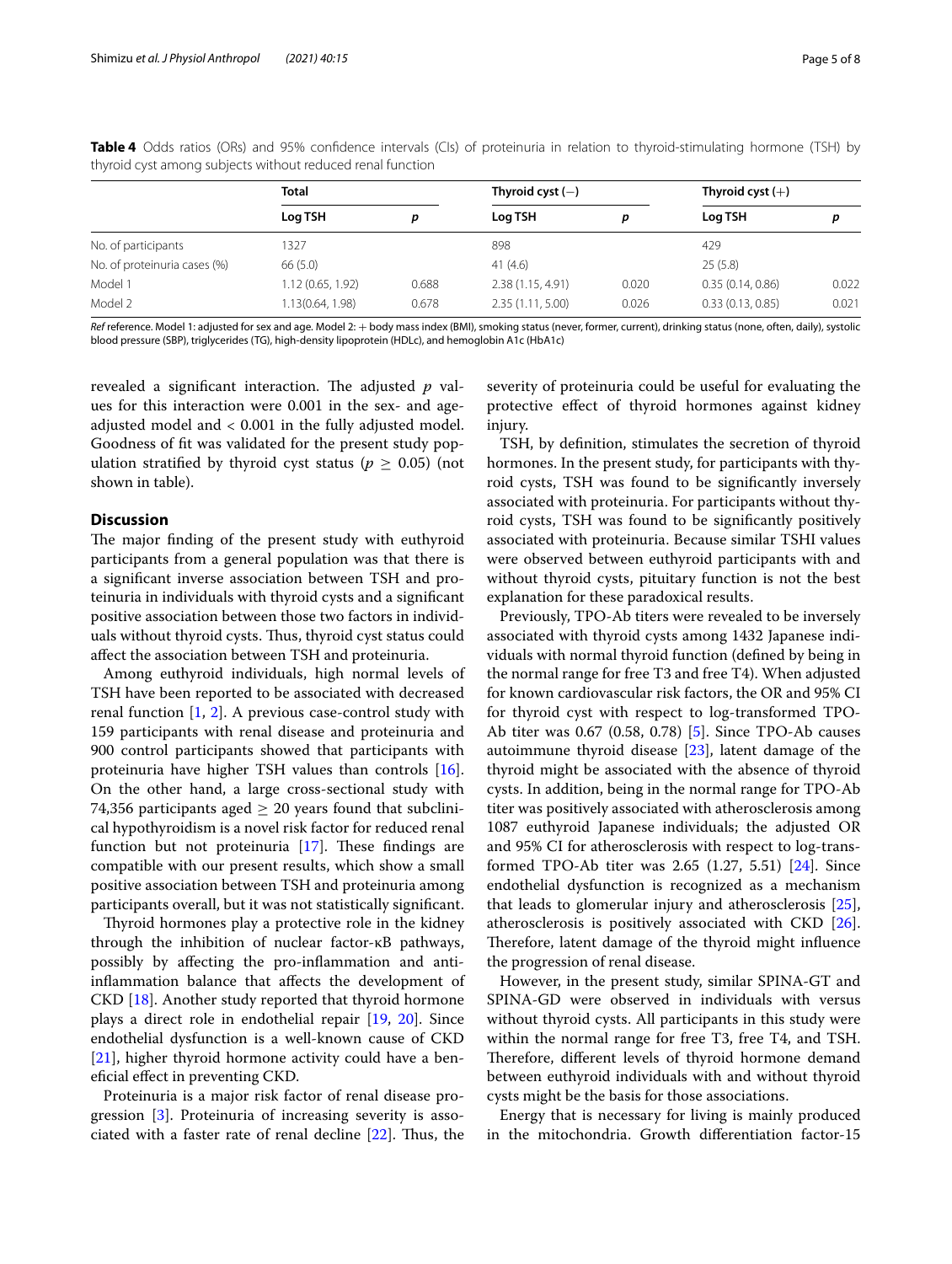**Table 4** Odds ratios (ORs) and 95% confidence intervals (CIs) of proteinuria in relation to thyroid-stimulating hormone (TSH) by thyroid cyst among subjects without reduced renal function

| | Total | | Thyroid cyst (−) | | Thyroid cyst (+) | |
|---|---|---|---|---|---|---|
| | Log TSH | *p* | Log TSH | *p* | Log TSH | *p* |
| No. of participants | 1327 | | 898 | | 429 | |
| No. of proteinuria cases (%) | 66 (5.0) | | 41 (4.6) | | 25 (5.8) | |
| Model 1 | 1.12 (0.65, 1.92) | 0.688 | 2.38 (1.15, 4.91) | 0.020 | 0.35 (0.14, 0.86) | 0.022 |
| Model 2 | 1.13(0.64, 1.98) | 0.678 | 2.35 (1.11, 5.00) | 0.026 | 0.33 (0.13, 0.85) | 0.021 |

*Ref* reference. Model 1: adjusted for sex and age. Model 2: + body mass index (BMI), smoking status (never, former, current), drinking status (none, often, daily), systolic blood pressure (SBP), triglycerides (TG), high-density lipoprotein (HDLc), and hemoglobin A1c (HbA1c)

revealed a significant interaction. The adjusted *p* values for this interaction were 0.001 in the sex- and age-adjusted model and < 0.001 in the fully adjusted model. Goodness of fit was validated for the present study population stratified by thyroid cyst status ($p \geq 0.05$) (not shown in table).

## Discussion

The major finding of the present study with euthyroid participants from a general population was that there is a significant inverse association between TSH and proteinuria in individuals with thyroid cysts and a significant positive association between those two factors in individuals without thyroid cysts. Thus, thyroid cyst status could affect the association between TSH and proteinuria.

Among euthyroid individuals, high normal levels of TSH have been reported to be associated with decreased renal function [1, 2]. A previous case-control study with 159 participants with renal disease and proteinuria and 900 control participants showed that participants with proteinuria have higher TSH values than controls [16]. On the other hand, a large cross-sectional study with 74,356 participants aged ≥ 20 years found that subclinical hypothyroidism is a novel risk factor for reduced renal function but not proteinuria [17]. These findings are compatible with our present results, which show a small positive association between TSH and proteinuria among participants overall, but it was not statistically significant.

Thyroid hormones play a protective role in the kidney through the inhibition of nuclear factor-κB pathways, possibly by affecting the pro-inflammation and anti-inflammation balance that affects the development of CKD [18]. Another study reported that thyroid hormone plays a direct role in endothelial repair [19, 20]. Since endothelial dysfunction is a well-known cause of CKD [21], higher thyroid hormone activity could have a beneficial effect in preventing CKD.

Proteinuria is a major risk factor of renal disease progression [3]. Proteinuria of increasing severity is associated with a faster rate of renal decline [22]. Thus, the severity of proteinuria could be useful for evaluating the protective effect of thyroid hormones against kidney injury.

TSH, by definition, stimulates the secretion of thyroid hormones. In the present study, for participants with thyroid cysts, TSH was found to be significantly inversely associated with proteinuria. For participants without thyroid cysts, TSH was found to be significantly positively associated with proteinuria. Because similar TSHI values were observed between euthyroid participants with and without thyroid cysts, pituitary function is not the best explanation for these paradoxical results.

Previously, TPO-Ab titers were revealed to be inversely associated with thyroid cysts among 1432 Japanese individuals with normal thyroid function (defined by being in the normal range for free T3 and free T4). When adjusted for known cardiovascular risk factors, the OR and 95% CI for thyroid cyst with respect to log-transformed TPO-Ab titer was 0.67 (0.58, 0.78) [5]. Since TPO-Ab causes autoimmune thyroid disease [23], latent damage of the thyroid might be associated with the absence of thyroid cysts. In addition, being in the normal range for TPO-Ab titer was positively associated with atherosclerosis among 1087 euthyroid Japanese individuals; the adjusted OR and 95% CI for atherosclerosis with respect to log-transformed TPO-Ab titer was 2.65 (1.27, 5.51) [24]. Since endothelial dysfunction is recognized as a mechanism that leads to glomerular injury and atherosclerosis [25], atherosclerosis is positively associated with CKD [26]. Therefore, latent damage of the thyroid might influence the progression of renal disease.

However, in the present study, similar SPINA-GT and SPINA-GD were observed in individuals with versus without thyroid cysts. All participants in this study were within the normal range for free T3, free T4, and TSH. Therefore, different levels of thyroid hormone demand between euthyroid individuals with and without thyroid cysts might be the basis for those associations.

Energy that is necessary for living is mainly produced in the mitochondria. Growth differentiation factor-15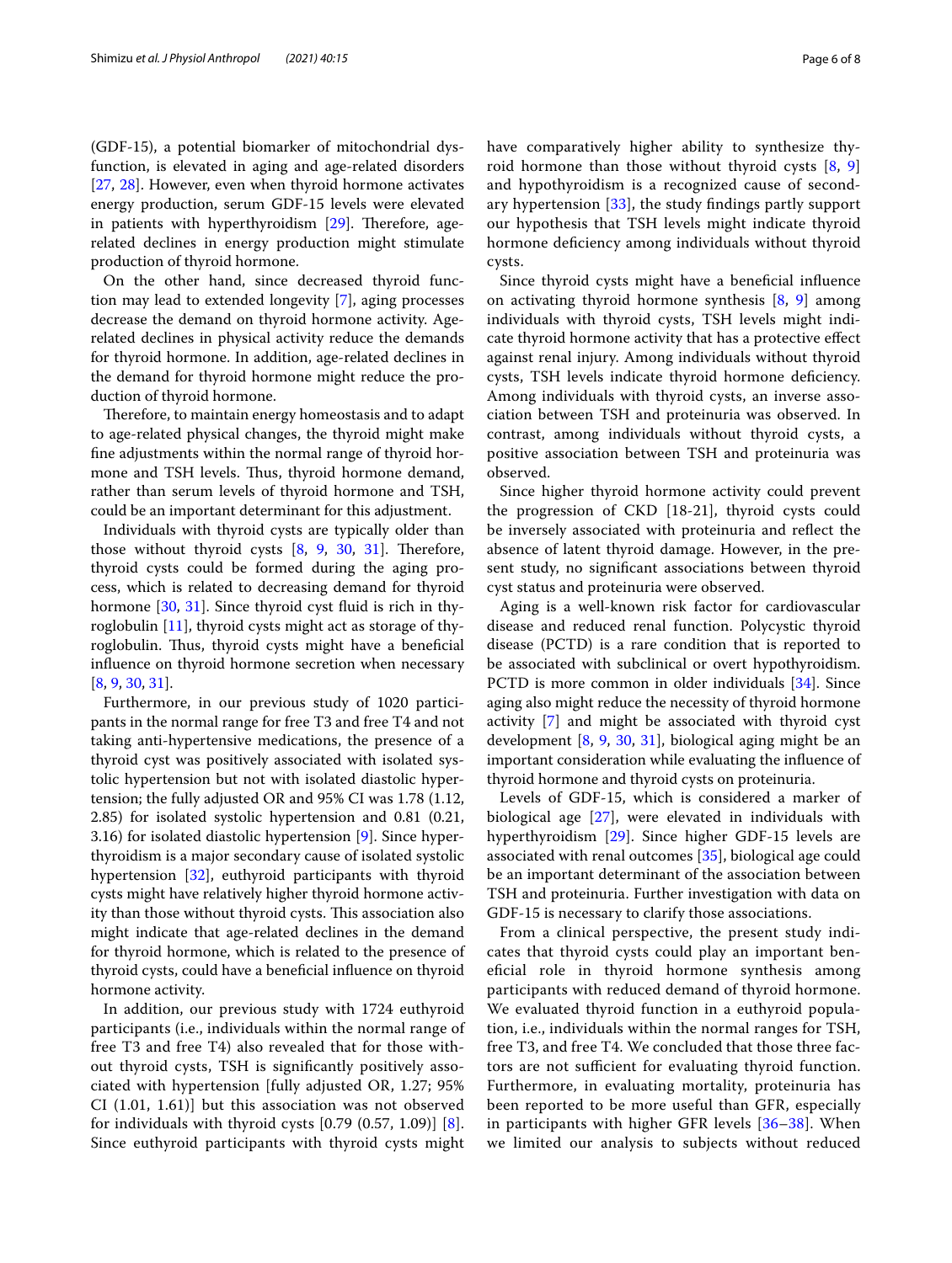(GDF-15), a potential biomarker of mitochondrial dysfunction, is elevated in aging and age-related disorders [27, 28]. However, even when thyroid hormone activates energy production, serum GDF-15 levels were elevated in patients with hyperthyroidism [29]. Therefore, age-related declines in energy production might stimulate production of thyroid hormone.

On the other hand, since decreased thyroid function may lead to extended longevity [7], aging processes decrease the demand on thyroid hormone activity. Age-related declines in physical activity reduce the demands for thyroid hormone. In addition, age-related declines in the demand for thyroid hormone might reduce the production of thyroid hormone.

Therefore, to maintain energy homeostasis and to adapt to age-related physical changes, the thyroid might make fine adjustments within the normal range of thyroid hormone and TSH levels. Thus, thyroid hormone demand, rather than serum levels of thyroid hormone and TSH, could be an important determinant for this adjustment.

Individuals with thyroid cysts are typically older than those without thyroid cysts [8, 9, 30, 31]. Therefore, thyroid cysts could be formed during the aging process, which is related to decreasing demand for thyroid hormone [30, 31]. Since thyroid cyst fluid is rich in thyroglobulin [11], thyroid cysts might act as storage of thyroglobulin. Thus, thyroid cysts might have a beneficial influence on thyroid hormone secretion when necessary [8, 9, 30, 31].

Furthermore, in our previous study of 1020 participants in the normal range for free T3 and free T4 and not taking anti-hypertensive medications, the presence of a thyroid cyst was positively associated with isolated systolic hypertension but not with isolated diastolic hypertension; the fully adjusted OR and 95% CI was 1.78 (1.12, 2.85) for isolated systolic hypertension and 0.81 (0.21, 3.16) for isolated diastolic hypertension [9]. Since hyperthyroidism is a major secondary cause of isolated systolic hypertension [32], euthyroid participants with thyroid cysts might have relatively higher thyroid hormone activity than those without thyroid cysts. This association also might indicate that age-related declines in the demand for thyroid hormone, which is related to the presence of thyroid cysts, could have a beneficial influence on thyroid hormone activity.

In addition, our previous study with 1724 euthyroid participants (i.e., individuals within the normal range of free T3 and free T4) also revealed that for those without thyroid cysts, TSH is significantly positively associated with hypertension [fully adjusted OR, 1.27; 95% CI (1.01, 1.61)] but this association was not observed for individuals with thyroid cysts [0.79 (0.57, 1.09)] [8]. Since euthyroid participants with thyroid cysts might have comparatively higher ability to synthesize thyroid hormone than those without thyroid cysts [8, 9] and hypothyroidism is a recognized cause of secondary hypertension [33], the study findings partly support our hypothesis that TSH levels might indicate thyroid hormone deficiency among individuals without thyroid cysts.

Since thyroid cysts might have a beneficial influence on activating thyroid hormone synthesis [8, 9] among individuals with thyroid cysts, TSH levels might indicate thyroid hormone activity that has a protective effect against renal injury. Among individuals without thyroid cysts, TSH levels indicate thyroid hormone deficiency. Among individuals with thyroid cysts, an inverse association between TSH and proteinuria was observed. In contrast, among individuals without thyroid cysts, a positive association between TSH and proteinuria was observed.

Since higher thyroid hormone activity could prevent the progression of CKD [18-21], thyroid cysts could be inversely associated with proteinuria and reflect the absence of latent thyroid damage. However, in the present study, no significant associations between thyroid cyst status and proteinuria were observed.

Aging is a well-known risk factor for cardiovascular disease and reduced renal function. Polycystic thyroid disease (PCTD) is a rare condition that is reported to be associated with subclinical or overt hypothyroidism. PCTD is more common in older individuals [34]. Since aging also might reduce the necessity of thyroid hormone activity [7] and might be associated with thyroid cyst development [8, 9, 30, 31], biological aging might be an important consideration while evaluating the influence of thyroid hormone and thyroid cysts on proteinuria.

Levels of GDF-15, which is considered a marker of biological age [27], were elevated in individuals with hyperthyroidism [29]. Since higher GDF-15 levels are associated with renal outcomes [35], biological age could be an important determinant of the association between TSH and proteinuria. Further investigation with data on GDF-15 is necessary to clarify those associations.

From a clinical perspective, the present study indicates that thyroid cysts could play an important beneficial role in thyroid hormone synthesis among participants with reduced demand of thyroid hormone. We evaluated thyroid function in a euthyroid population, i.e., individuals within the normal ranges for TSH, free T3, and free T4. We concluded that those three factors are not sufficient for evaluating thyroid function. Furthermore, in evaluating mortality, proteinuria has been reported to be more useful than GFR, especially in participants with higher GFR levels [36–38]. When we limited our analysis to subjects without reduced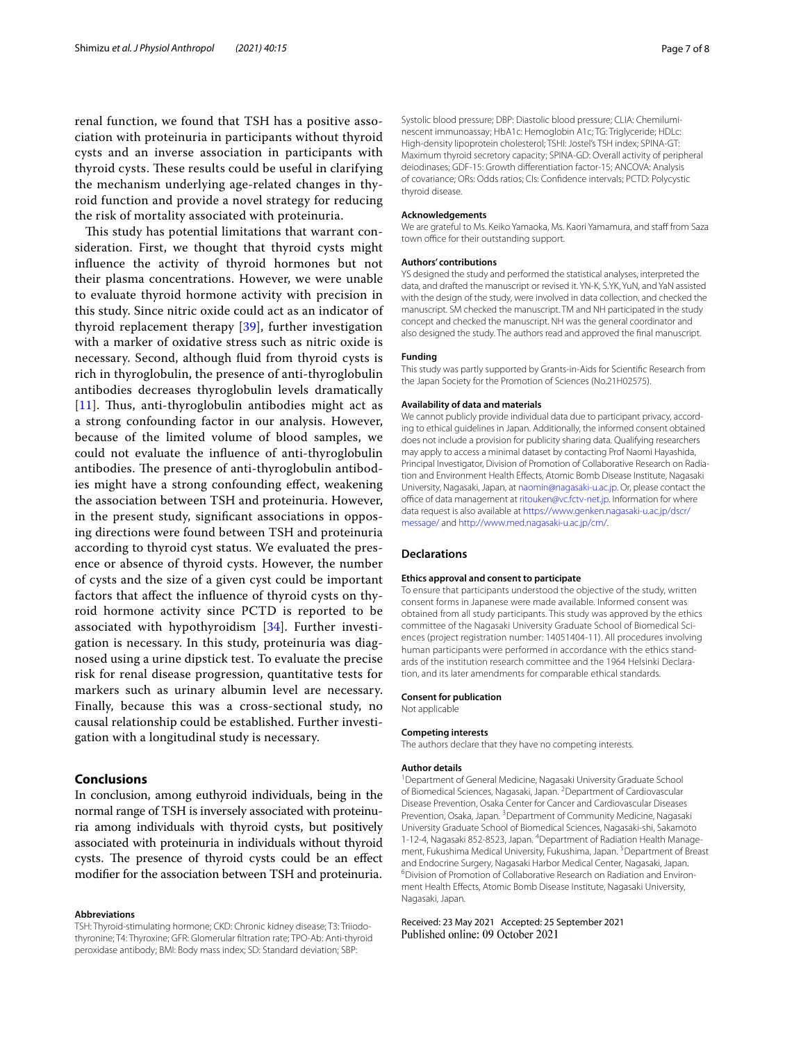renal function, we found that TSH has a positive association with proteinuria in participants without thyroid cysts and an inverse association in participants with thyroid cysts. These results could be useful in clarifying the mechanism underlying age-related changes in thyroid function and provide a novel strategy for reducing the risk of mortality associated with proteinuria.

This study has potential limitations that warrant consideration. First, we thought that thyroid cysts might influence the activity of thyroid hormones but not their plasma concentrations. However, we were unable to evaluate thyroid hormone activity with precision in this study. Since nitric oxide could act as an indicator of thyroid replacement therapy [39], further investigation with a marker of oxidative stress such as nitric oxide is necessary. Second, although fluid from thyroid cysts is rich in thyroglobulin, the presence of anti-thyroglobulin antibodies decreases thyroglobulin levels dramatically [11]. Thus, anti-thyroglobulin antibodies might act as a strong confounding factor in our analysis. However, because of the limited volume of blood samples, we could not evaluate the influence of anti-thyroglobulin antibodies. The presence of anti-thyroglobulin antibodies might have a strong confounding effect, weakening the association between TSH and proteinuria. However, in the present study, significant associations in opposing directions were found between TSH and proteinuria according to thyroid cyst status. We evaluated the presence or absence of thyroid cysts. However, the number of cysts and the size of a given cyst could be important factors that affect the influence of thyroid cysts on thyroid hormone activity since PCTD is reported to be associated with hypothyroidism [34]. Further investigation is necessary. In this study, proteinuria was diagnosed using a urine dipstick test. To evaluate the precise risk for renal disease progression, quantitative tests for markers such as urinary albumin level are necessary. Finally, because this was a cross-sectional study, no causal relationship could be established. Further investigation with a longitudinal study is necessary.

## Conclusions

In conclusion, among euthyroid individuals, being in the normal range of TSH is inversely associated with proteinuria among individuals with thyroid cysts, but positively associated with proteinuria in individuals without thyroid cysts. The presence of thyroid cysts could be an effect modifier for the association between TSH and proteinuria.

#### Abbreviations

TSH: Thyroid-stimulating hormone; CKD: Chronic kidney disease; T3: Triiodothyronine; T4: Thyroxine; GFR: Glomerular filtration rate; TPO-Ab: Anti-thyroid peroxidase antibody; BMI: Body mass index; SD: Standard deviation; SBP: Systolic blood pressure; DBP: Diastolic blood pressure; CLIA: Chemiluminescent immunoassay; HbA1c: Hemoglobin A1c; TG: Triglyceride; HDLc: High-density lipoprotein cholesterol; TSHI: Jostel's TSH index; SPINA-GT: Maximum thyroid secretory capacity; SPINA-GD: Overall activity of peripheral deiodinases; GDF-15: Growth differentiation factor-15; ANCOVA: Analysis of covariance; ORs: Odds ratios; CIs: Confidence intervals; PCTD: Polycystic thyroid disease.

#### Acknowledgements

We are grateful to Ms. Keiko Yamaoka, Ms. Kaori Yamamura, and staff from Saza town office for their outstanding support.

#### Authors' contributions

YS designed the study and performed the statistical analyses, interpreted the data, and drafted the manuscript or revised it. YN-K, S.YK, YuN, and YaN assisted with the design of the study, were involved in data collection, and checked the manuscript. SM checked the manuscript. TM and NH participated in the study concept and checked the manuscript. NH was the general coordinator and also designed the study. The authors read and approved the final manuscript.

#### Funding

This study was partly supported by Grants-in-Aids for Scientific Research from the Japan Society for the Promotion of Sciences (No.21H02575).

#### Availability of data and materials

We cannot publicly provide individual data due to participant privacy, according to ethical guidelines in Japan. Additionally, the informed consent obtained does not include a provision for publicity sharing data. Qualifying researchers may apply to access a minimal dataset by contacting Prof Naomi Hayashida, Principal Investigator, Division of Promotion of Collaborative Research on Radiation and Environment Health Effects, Atomic Bomb Disease Institute, Nagasaki University, Nagasaki, Japan, at naomin@nagasaki-u.ac.jp. Or, please contact the office of data management at ritouken@vc.fctv-net.jp. Information for where data request is also available at https://www.genken.nagasaki-u.ac.jp/dscr/message/ and http://www.med.nagasaki-u.ac.jp/cm/.

## Declarations

#### Ethics approval and consent to participate

To ensure that participants understood the objective of the study, written consent forms in Japanese were made available. Informed consent was obtained from all study participants. This study was approved by the ethics committee of the Nagasaki University Graduate School of Biomedical Sciences (project registration number: 14051404-11). All procedures involving human participants were performed in accordance with the ethics standards of the institution research committee and the 1964 Helsinki Declaration, and its later amendments for comparable ethical standards.

#### Consent for publication

Not applicable

#### Competing interests

The authors declare that they have no competing interests.

#### Author details

[1]Department of General Medicine, Nagasaki University Graduate School of Biomedical Sciences, Nagasaki, Japan. [2]Department of Cardiovascular Disease Prevention, Osaka Center for Cancer and Cardiovascular Diseases Prevention, Osaka, Japan. [3]Department of Community Medicine, Nagasaki University Graduate School of Biomedical Sciences, Nagasaki-shi, Sakamoto 1-12-4, Nagasaki 852-8523, Japan. [4]Department of Radiation Health Management, Fukushima Medical University, Fukushima, Japan. [5]Department of Breast and Endocrine Surgery, Nagasaki Harbor Medical Center, Nagasaki, Japan. [6]Division of Promotion of Collaborative Research on Radiation and Environment Health Effects, Atomic Bomb Disease Institute, Nagasaki University, Nagasaki, Japan.

Received: 23 May 2021 Accepted: 25 September 2021
Published online: 09 October 2021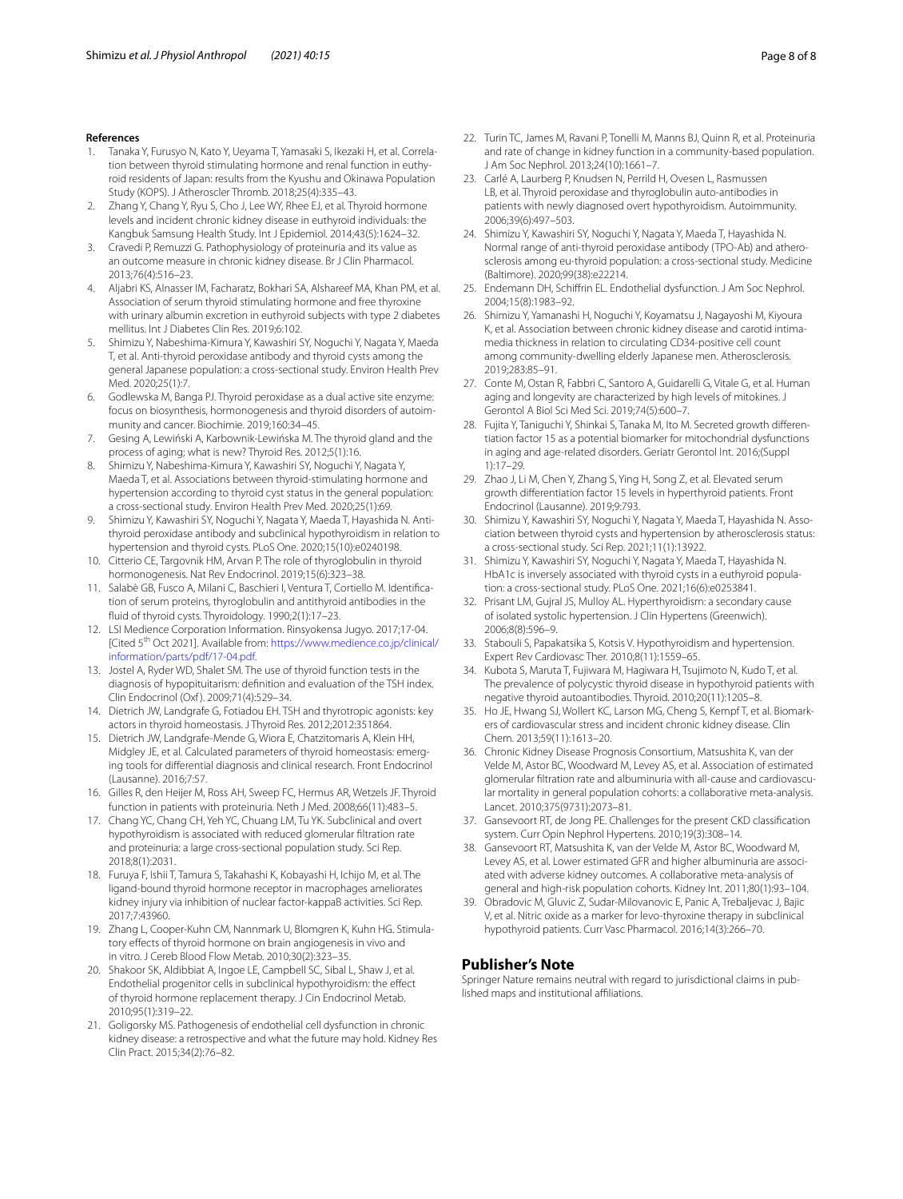## References

1. Tanaka Y, Furusyo N, Kato Y, Ueyama T, Yamasaki S, Ikezaki H, et al. Correlation between thyroid stimulating hormone and renal function in euthyroid residents of Japan: results from the Kyushu and Okinawa Population Study (KOPS). J Atheroscler Thromb. 2018;25(4):335–43.
2. Zhang Y, Chang Y, Ryu S, Cho J, Lee WY, Rhee EJ, et al. Thyroid hormone levels and incident chronic kidney disease in euthyroid individuals: the Kangbuk Samsung Health Study. Int J Epidemiol. 2014;43(5):1624–32.
3. Cravedi P, Remuzzi G. Pathophysiology of proteinuria and its value as an outcome measure in chronic kidney disease. Br J Clin Pharmacol. 2013;76(4):516–23.
4. Aljabri KS, Alnasser IM, Facharatz, Bokhari SA, Alshareef MA, Khan PM, et al. Association of serum thyroid stimulating hormone and free thyroxine with urinary albumin excretion in euthyroid subjects with type 2 diabetes mellitus. Int J Diabetes Clin Res. 2019;6:102.
5. Shimizu Y, Nabeshima-Kimura Y, Kawashiri SY, Noguchi Y, Nagata Y, Maeda T, et al. Anti-thyroid peroxidase antibody and thyroid cysts among the general Japanese population: a cross-sectional study. Environ Health Prev Med. 2020;25(1):7.
6. Godlewska M, Banga PJ. Thyroid peroxidase as a dual active site enzyme: focus on biosynthesis, hormonogenesis and thyroid disorders of autoimmunity and cancer. Biochimie. 2019;160:34–45.
7. Gesing A, Lewiński A, Karbownik-Lewińska M. The thyroid gland and the process of aging; what is new? Thyroid Res. 2012;5(1):16.
8. Shimizu Y, Nabeshima-Kimura Y, Kawashiri SY, Noguchi Y, Nagata Y, Maeda T, et al. Associations between thyroid-stimulating hormone and hypertension according to thyroid cyst status in the general population: a cross-sectional study. Environ Health Prev Med. 2020;25(1):69.
9. Shimizu Y, Kawashiri SY, Noguchi Y, Nagata Y, Maeda T, Hayashida N. Anti-thyroid peroxidase antibody and subclinical hypothyroidism in relation to hypertension and thyroid cysts. PLoS One. 2020;15(10):e0240198.
10. Citterio CE, Targovnik HM, Arvan P. The role of thyroglobulin in thyroid hormonogenesis. Nat Rev Endocrinol. 2019;15(6):323–38.
11. Salabè GB, Fusco A, Milani C, Baschieri I, Ventura T, Cortiello M. Identification of serum proteins, thyroglobulin and antithyroid antibodies in the fluid of thyroid cysts. Thyroidology. 1990;2(1):17–23.
12. LSI Medience Corporation Information. Rinsyokensa Jugyo. 2017;17-04. [Cited 5th Oct 2021]. Available from: https://www.medience.co.jp/clinical/information/parts/pdf/17-04.pdf.
13. Jostel A, Ryder WD, Shalet SM. The use of thyroid function tests in the diagnosis of hypopituitarism: definition and evaluation of the TSH index. Clin Endocrinol (Oxf). 2009;71(4):529–34.
14. Dietrich JW, Landgrafe G, Fotiadou EH. TSH and thyrotropic agonists: key actors in thyroid homeostasis. J Thyroid Res. 2012;2012:351864.
15. Dietrich JW, Landgrafe-Mende G, Wiora E, Chatzitomaris A, Klein HH, Midgley JE, et al. Calculated parameters of thyroid homeostasis: emerging tools for differential diagnosis and clinical research. Front Endocrinol (Lausanne). 2016;7:57.
16. Gilles R, den Heijer M, Ross AH, Sweep FC, Hermus AR, Wetzels JF. Thyroid function in patients with proteinuria. Neth J Med. 2008;66(11):483–5.
17. Chang YC, Chang CH, Yeh YC, Chuang LM, Tu YK. Subclinical and overt hypothyroidism is associated with reduced glomerular filtration rate and proteinuria: a large cross-sectional population study. Sci Rep. 2018;8(1):2031.
18. Furuya F, Ishii T, Tamura S, Takahashi K, Kobayashi H, Ichijo M, et al. The ligand-bound thyroid hormone receptor in macrophages ameliorates kidney injury via inhibition of nuclear factor-kappaB activities. Sci Rep. 2017;7:43960.
19. Zhang L, Cooper-Kuhn CM, Nannmark U, Blomgren K, Kuhn HG. Stimulatory effects of thyroid hormone on brain angiogenesis in vivo and in vitro. J Cereb Blood Flow Metab. 2010;30(2):323–35.
20. Shakoor SK, Aldibbiat A, Ingoe LE, Campbell SC, Sibal L, Shaw J, et al. Endothelial progenitor cells in subclinical hypothyroidism: the effect of thyroid hormone replacement therapy. J Cin Endocrinol Metab. 2010;95(1):319–22.
21. Goligorsky MS. Pathogenesis of endothelial cell dysfunction in chronic kidney disease: a retrospective and what the future may hold. Kidney Res Clin Pract. 2015;34(2):76–82.
22. Turin TC, James M, Ravani P, Tonelli M, Manns BJ, Quinn R, et al. Proteinuria and rate of change in kidney function in a community-based population. J Am Soc Nephrol. 2013;24(10):1661–7.
23. Carlé A, Laurberg P, Knudsen N, Perrild H, Ovesen L, Rasmussen LB, et al. Thyroid peroxidase and thyroglobulin auto-antibodies in patients with newly diagnosed overt hypothyroidism. Autoimmunity. 2006;39(6):497–503.
24. Shimizu Y, Kawashiri SY, Noguchi Y, Nagata Y, Maeda T, Hayashida N. Normal range of anti-thyroid peroxidase antibody (TPO-Ab) and atherosclerosis among eu-thyroid population: a cross-sectional study. Medicine (Baltimore). 2020;99(38):e22214.
25. Endemann DH, Schiffrin EL. Endothelial dysfunction. J Am Soc Nephrol. 2004;15(8):1983–92.
26. Shimizu Y, Yamanashi H, Noguchi Y, Koyamatsu J, Nagayoshi M, Kiyoura K, et al. Association between chronic kidney disease and carotid intima-media thickness in relation to circulating CD34-positive cell count among community-dwelling elderly Japanese men. Atherosclerosis. 2019;283:85–91.
27. Conte M, Ostan R, Fabbri C, Santoro A, Guidarelli G, Vitale G, et al. Human aging and longevity are characterized by high levels of mitokines. J Gerontol A Biol Sci Med Sci. 2019;74(5):600–7.
28. Fujita Y, Taniguchi Y, Shinkai S, Tanaka M, Ito M. Secreted growth differentiation factor 15 as a potential biomarker for mitochondrial dysfunctions in aging and age-related disorders. Geriatr Gerontol Int. 2016;(Suppl 1):17–29.
29. Zhao J, Li M, Chen Y, Zhang S, Ying H, Song Z, et al. Elevated serum growth differentiation factor 15 levels in hyperthyroid patients. Front Endocrinol (Lausanne). 2019;9:793.
30. Shimizu Y, Kawashiri SY, Noguchi Y, Nagata Y, Maeda T, Hayashida N. Association between thyroid cysts and hypertension by atherosclerosis status: a cross-sectional study. Sci Rep. 2021;11(1):13922.
31. Shimizu Y, Kawashiri SY, Noguchi Y, Nagata Y, Maeda T, Hayashida N. HbA1c is inversely associated with thyroid cysts in a euthyroid population: a cross-sectional study. PLoS One. 2021;16(6):e0253841.
32. Prisant LM, Gujral JS, Mulloy AL. Hyperthyroidism: a secondary cause of isolated systolic hypertension. J Clin Hypertens (Greenwich). 2006;8(8):596–9.
33. Stabouli S, Papakatsika S, Kotsis V. Hypothyroidism and hypertension. Expert Rev Cardiovasc Ther. 2010;8(11):1559–65.
34. Kubota S, Maruta T, Fujiwara M, Hagiwara H, Tsujimoto N, Kudo T, et al. The prevalence of polycystic thyroid disease in hypothyroid patients with negative thyroid autoantibodies. Thyroid. 2010;20(11):1205–8.
35. Ho JE, Hwang SJ, Wollert KC, Larson MG, Cheng S, Kempf T, et al. Biomarkers of cardiovascular stress and incident chronic kidney disease. Clin Chem. 2013;59(11):1613–20.
36. Chronic Kidney Disease Prognosis Consortium, Matsushita K, van der Velde M, Astor BC, Woodward M, Levey AS, et al. Association of estimated glomerular filtration rate and albuminuria with all-cause and cardiovascular mortality in general population cohorts: a collaborative meta-analysis. Lancet. 2010;375(9731):2073–81.
37. Gansevoort RT, de Jong PE. Challenges for the present CKD classification system. Curr Opin Nephrol Hypertens. 2010;19(3):308–14.
38. Gansevoort RT, Matsushita K, van der Velde M, Astor BC, Woodward M, Levey AS, et al. Lower estimated GFR and higher albuminuria are associated with adverse kidney outcomes. A collaborative meta-analysis of general and high-risk population cohorts. Kidney Int. 2011;80(1):93–104.
39. Obradovic M, Gluvic Z, Sudar-Milovanovic E, Panic A, Trebaljevac J, Bajic V, et al. Nitric oxide as a marker for levo-thyroxine therapy in subclinical hypothyroid patients. Curr Vasc Pharmacol. 2016;14(3):266–70.

## Publisher's Note

Springer Nature remains neutral with regard to jurisdictional claims in published maps and institutional affiliations.